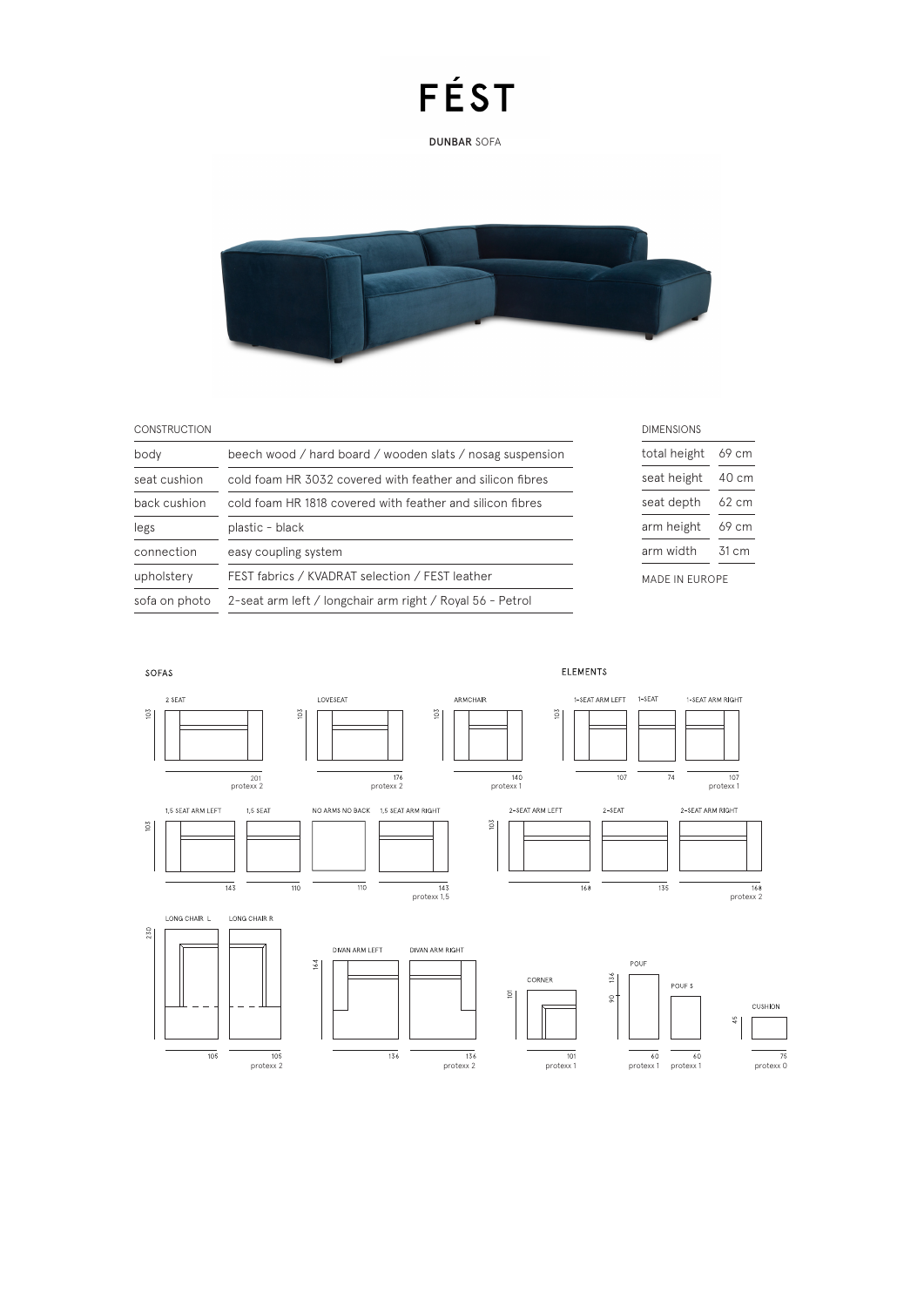# FÉST

**DUNBAR** SOFA

| CONSTRUCTION | |
|---|---|
| body | beech wood / hard board / wooden slats / nosag suspension |
| seat cushion | cold foam HR 3032 covered with feather and silicon fibres |
| back cushion | cold foam HR 1818 covered with feather and silicon fibres |
| legs | plastic - black |
| connection | easy coupling system |
| upholstery | FEST fabrics / KVADRAT selection / FEST leather |
| sofa on photo | 2-seat arm left / longchair arm right / Royal 56 - Petrol |

| DIMENSIONS | |
|---|---|
| total height | 69 cm |
| seat height | 40 cm |
| seat depth | 62 cm |
| arm height | 69 cm |
| arm width | 31 cm |

MADE IN EUROPE

## SOFAS

- 2 SEAT — 201 × 103 — protexx 2
- LOVESEAT — 176 × 103 — protexx 2
- ARMCHAIR — 140 × 103 — protexx 1

## ELEMENTS

- 1-SEAT ARM LEFT — 107 × 103
- 1-SEAT — 74
- 1-SEAT ARM RIGHT — 107 — protexx 1
- 1,5 SEAT ARM LEFT — 143 × 103
- 1,5 SEAT — 110
- NO ARMS NO BACK — 110
- 1,5 SEAT ARM RIGHT — 143 — protexx 1,5
- 2-SEAT ARM LEFT — 168 × 103
- 2-SEAT — 135
- 2-SEAT ARM RIGHT — 168 — protexx 2
- LONG CHAIR L — 105 × 230
- LONG CHAIR R — 105 — protexx 2
- DIVAN ARM LEFT — 136 × 164
- DIVAN ARM RIGHT — 136 — protexx 2
- CORNER — 101 × 101 — protexx 1
- POUF — 60 × 136 — protexx 1
- POUF S — 60 × 90 — protexx 1
- CUSHION — 75 × 45 — protexx 0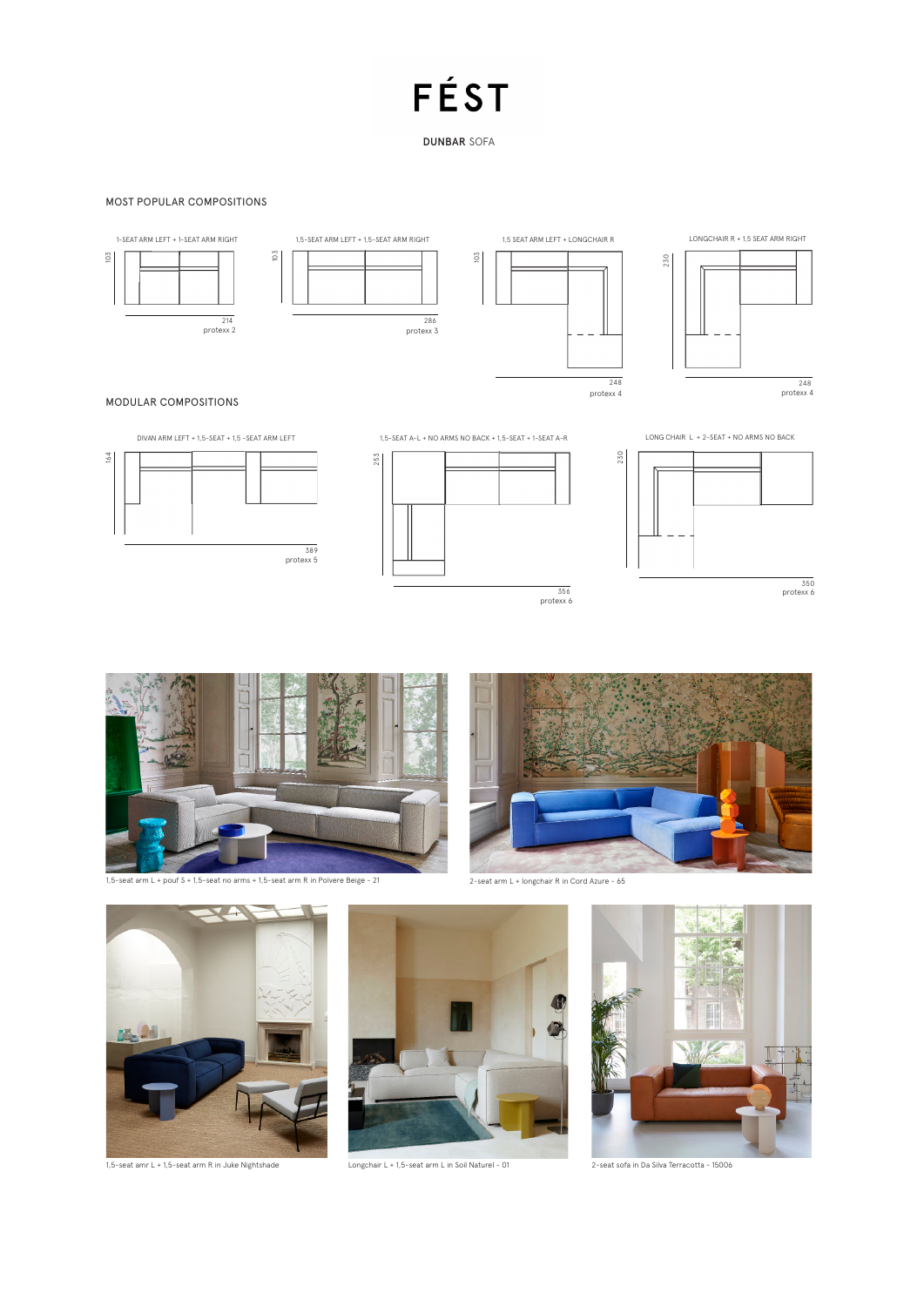# FÉST

**DUNBAR** SOFA

## MOST POPULAR COMPOSITIONS

1-SEAT ARM LEFT + 1-SEAT ARM RIGHT

103

214
protexx 2

1,5-SEAT ARM LEFT + 1,5-SEAT ARM RIGHT

103

286
protexx 3

1,5 SEAT ARM LEFT + LONGCHAIR R

103

248
protexx 4

LONGCHAIR R + 1,5 SEAT ARM RIGHT

230

248
protexx 4

## MODULAR COMPOSITIONS

DIVAN ARM LEFT + 1,5-SEAT + 1,5 -SEAT ARM LEFT

164

389
protexx 5

1,5-SEAT A-L + NO ARMS NO BACK + 1,5-SEAT + 1-SEAT A-R

253

356
protexx 6

LONG CHAIR L + 2-SEAT + NO ARMS NO BACK

230

350
protexx 6

1,5-seat arm L + pouf S + 1,5-seat no arms + 1,5-seat arm R in Polvere Beige - 21

2-seat arm L + longchair R in Cord Azure - 65

1,5-seat amr L + 1,5-seat arm R in Juke Nightshade

Longchair L + 1,5-seat arm L in Soil Naturel - 01

2-seat sofa in Da Silva Terracotta - 15006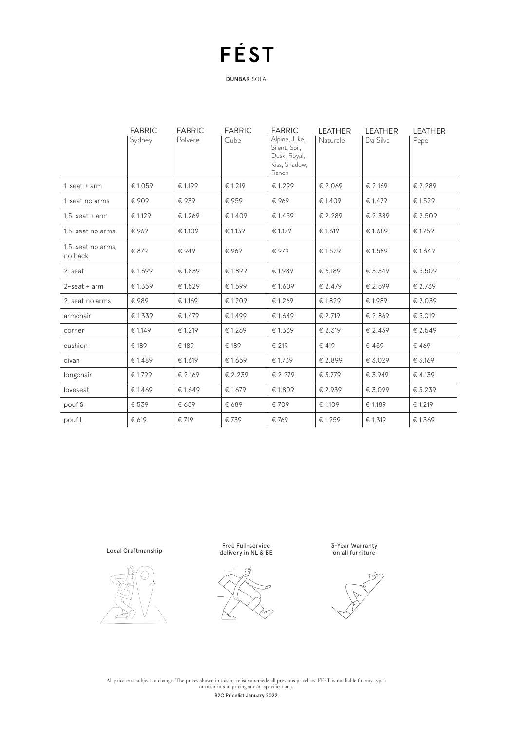# FÉST

**DUNBAR** SOFA

| | FABRIC Sydney | FABRIC Polvere | FABRIC Cube | FABRIC Alpine, Juke, Silent, Soil, Dusk, Royal, Kiss, Shadow, Ranch | LEATHER Naturale | LEATHER Da Silva | LEATHER Pepe |
|---|---|---|---|---|---|---|---|
| 1-seat + arm | € 1.059 | € 1.199 | € 1.219 | € 1.299 | € 2.069 | € 2.169 | € 2.289 |
| 1-seat no arms | € 909 | € 939 | € 959 | € 969 | € 1.409 | € 1.479 | € 1.529 |
| 1,5-seat + arm | € 1.129 | € 1.269 | € 1.409 | € 1.459 | € 2.289 | € 2.389 | € 2.509 |
| 1,5-seat no arms | € 969 | € 1.109 | € 1.139 | € 1.179 | € 1.619 | € 1.689 | € 1.759 |
| 1,5-seat no arms, no back | € 879 | € 949 | € 969 | € 979 | € 1.529 | € 1.589 | € 1.649 |
| 2-seat | € 1.699 | € 1.839 | € 1.899 | € 1.989 | € 3.189 | € 3.349 | € 3.509 |
| 2-seat + arm | € 1.359 | € 1.529 | € 1.599 | € 1.609 | € 2.479 | € 2.599 | € 2.739 |
| 2-seat no arms | € 989 | € 1.169 | € 1.209 | € 1.269 | € 1.829 | € 1.989 | € 2.039 |
| armchair | € 1.339 | € 1.479 | € 1.499 | € 1.649 | € 2.719 | € 2.869 | € 3.019 |
| corner | € 1.149 | € 1.219 | € 1.269 | € 1.339 | € 2.319 | € 2.439 | € 2.549 |
| cushion | € 189 | € 189 | € 189 | € 219 | € 419 | € 459 | € 469 |
| divan | € 1.489 | € 1.619 | € 1.659 | € 1.739 | € 2.899 | € 3.029 | € 3.169 |
| longchair | € 1.799 | € 2.169 | € 2.239 | € 2.279 | € 3.779 | € 3.949 | € 4.139 |
| loveseat | € 1.469 | € 1.649 | € 1.679 | € 1.809 | € 2.939 | € 3.099 | € 3.239 |
| pouf S | € 539 | € 659 | € 689 | € 709 | € 1.109 | € 1.189 | € 1.219 |
| pouf L | € 619 | € 719 | € 739 | € 769 | € 1.259 | € 1.319 | € 1.369 |

Local Craftmanship

Free Full-service delivery in NL & BE

3-Year Warranty on all furniture

All prices are subject to change. The prices shown in this pricelist supersede all previous pricelists. FEST is not liable for any typos or misprints in pricing and/or specifications.

**B2C Pricelist January 2022**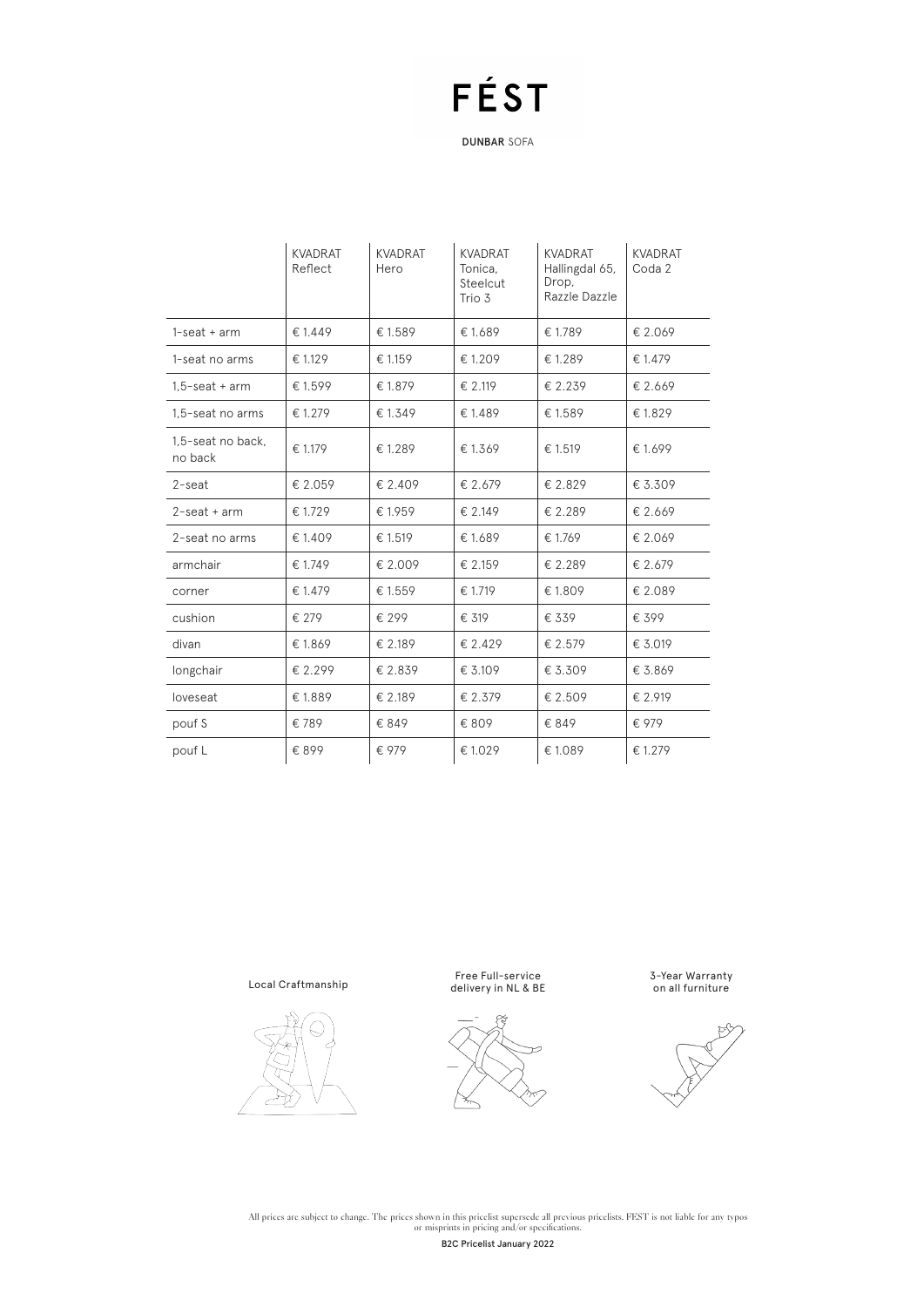# FÉST

**DUNBAR** SOFA

| | KVADRAT Reflect | KVADRAT Hero | KVADRAT Tonica, Steelcut Trio 3 | KVADRAT Hallingdal 65, Drop, Razzle Dazzle | KVADRAT Coda 2 |
|---|---|---|---|---|---|
| 1-seat + arm | € 1.449 | € 1.589 | € 1.689 | € 1.789 | € 2.069 |
| 1-seat no arms | € 1.129 | € 1.159 | € 1.209 | € 1.289 | € 1.479 |
| 1,5-seat + arm | € 1.599 | € 1.879 | € 2.119 | € 2.239 | € 2.669 |
| 1,5-seat no arms | € 1.279 | € 1.349 | € 1.489 | € 1.589 | € 1.829 |
| 1,5-seat no back, no back | € 1.179 | € 1.289 | € 1.369 | € 1.519 | € 1.699 |
| 2-seat | € 2.059 | € 2.409 | € 2.679 | € 2.829 | € 3.309 |
| 2-seat + arm | € 1.729 | € 1.959 | € 2.149 | € 2.289 | € 2.669 |
| 2-seat no arms | € 1.409 | € 1.519 | € 1.689 | € 1.769 | € 2.069 |
| armchair | € 1.749 | € 2.009 | € 2.159 | € 2.289 | € 2.679 |
| corner | € 1.479 | € 1.559 | € 1.719 | € 1.809 | € 2.089 |
| cushion | € 279 | € 299 | € 319 | € 339 | € 399 |
| divan | € 1.869 | € 2.189 | € 2.429 | € 2.579 | € 3.019 |
| longchair | € 2.299 | € 2.839 | € 3.109 | € 3.309 | € 3.869 |
| loveseat | € 1.889 | € 2.189 | € 2.379 | € 2.509 | € 2.919 |
| pouf S | € 789 | € 849 | € 809 | € 849 | € 979 |
| pouf L | € 899 | € 979 | € 1.029 | € 1.089 | € 1.279 |

Local Craftmanship

Free Full-service delivery in NL & BE

3-Year Warranty on all furniture

All prices are subject to change. The prices shown in this pricelist supersede all previous pricelists. FEST is not liable for any typos or misprints in pricing and/or specifications.

**B2C Pricelist January 2022**